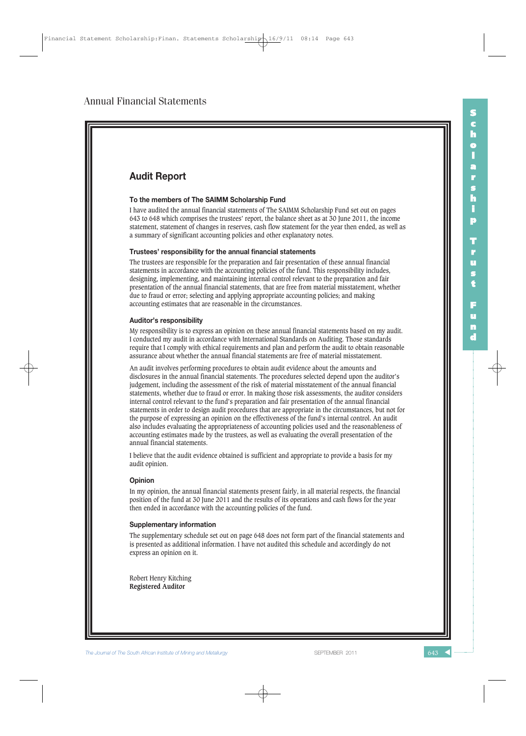# Annual Financial Statements

## Audit Report

### To the members of The SAIMM Scholarship Fund

I have audited the annual financial statements of The SAIMM Scholarship Fund set out on pages 643 to 648 which comprises the trustees' report, the balance sheet as at 30 June 2011, the income statement, statement of changes in reserves, cash flow statement for the year then ended, as well as a summary of significant accounting policies and other explanatory notes.

### Trustees' responsibility for the annual financial statements

The trustees are responsible for the preparation and fair presentation of these annual financial statements in accordance with the accounting policies of the fund. This responsibility includes, designing, implementing, and maintaining internal control relevant to the preparation and fair presentation of the annual financial statements, that are free from material misstatement, whether due to fraud or error; selecting and applying appropriate accounting policies; and making accounting estimates that are reasonable in the circumstances.

### Auditor's responsibility

My responsibility is to express an opinion on these annual financial statements based on my audit. I conducted my audit in accordance with International Standards on Auditing. Those standards require that I comply with ethical requirements and plan and perform the audit to obtain reasonable assurance about whether the annual financial statements are free of material misstatement.

An audit involves performing procedures to obtain audit evidence about the amounts and disclosures in the annual financial statements. The procedures selected depend upon the auditor's judgement, including the assessment of the risk of material misstatement of the annual financial statements, whether due to fraud or error. In making those risk assessments, the auditor considers internal control relevant to the fund's preparation and fair presentation of the annual financial statements in order to design audit procedures that are appropriate in the circumstances, but not for the purpose of expressing an opinion on the effectiveness of the fund's internal control. An audit also includes evaluating the appropriateness of accounting policies used and the reasonableness of accounting estimates made by the trustees, as well as evaluating the overall presentation of the annual financial statements.

I believe that the audit evidence obtained is sufficient and appropriate to provide a basis for my audit opinion.

### Opinion

In my opinion, the annual financial statements present fairly, in all material respects, the financial position of the fund at 30 June 2011 and the results of its operations and cash flows for the year then ended in accordance with the accounting policies of the fund.

### Supplementary information

The supplementary schedule set out on page 648 does not form part of the financial statements and is presented as additional information. I have not audited this schedule and accordingly do not express an opinion on it.

Robert Henry Kitching
**Registered Auditor**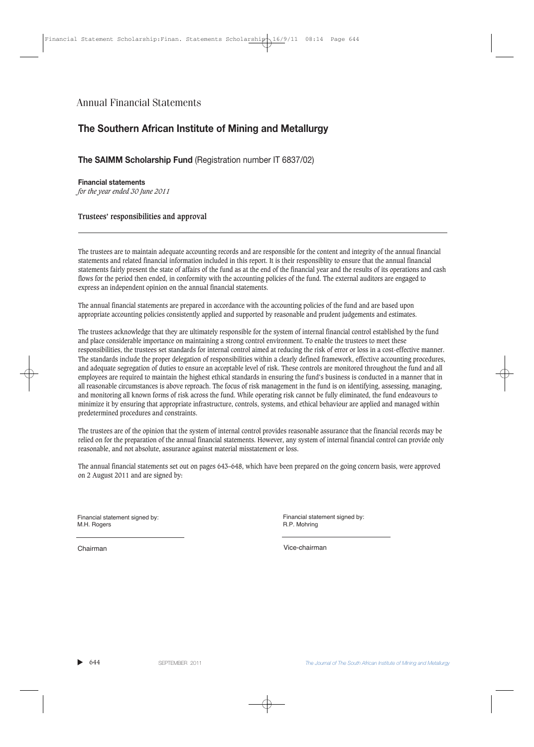# Annual Financial Statements

## The Southern African Institute of Mining and Metallurgy

### **The SAIMM Scholarship Fund** (Registration number IT 6837/02)

**Financial statements**
*for the year ended 30 June 2011*

**Trustees' responsibilities and approval**

---

The trustees are to maintain adequate accounting records and are responsible for the content and integrity of the annual financial statements and related financial information included in this report. It is their responsiblity to ensure that the annual financial statements fairly present the state of affairs of the fund as at the end of the financial year and the results of its operations and cash flows for the period then ended, in conformity with the accounting policies of the fund. The external auditors are engaged to express an independent opinion on the annual financial statements.

The annual financial statements are prepared in accordance with the accounting policies of the fund and are based upon appropriate accounting policies consistently applied and supported by reasonable and prudent judgements and estimates.

The trustees acknowledge that they are ultimately responsible for the system of internal financial control established by the fund and place considerable importance on maintaining a strong control environment. To enable the trustees to meet these responsibilities, the trustees set standards for internal control aimed at reducing the risk of error or loss in a cost-effective manner. The standards include the proper delegation of responsibilities within a clearly defined framework, effective accounting procedures, and adequate segregation of duties to ensure an acceptable level of risk. These controls are monitored throughout the fund and all employees are required to maintain the highest ethical standards in ensuring the fund's business is conducted in a manner that in all reasonable circumstances is above reproach. The focus of risk management in the fund is on identifying, assessing, managing, and monitoring all known forms of risk across the fund. While operating risk cannot be fully eliminated, the fund endeavours to minimize it by ensuring that appropriate infrastructure, controls, systems, and ethical behaviour are applied and managed within predetermined procedures and constraints.

The trustees are of the opinion that the system of internal control provides reasonable assurance that the financial records may be relied on for the preparation of the annual financial statements. However, any system of internal financial control can provide only reasonable, and not absolute, assurance against material misstatement or loss.

The annual financial statements set out on pages 643–648, which have been prepared on the going concern basis, were approved on 2 August 2011 and are signed by:

Financial statement signed by:
M.H. Rogers

Chairman

Financial statement signed by:
R.P. Mohring

Vice-chairman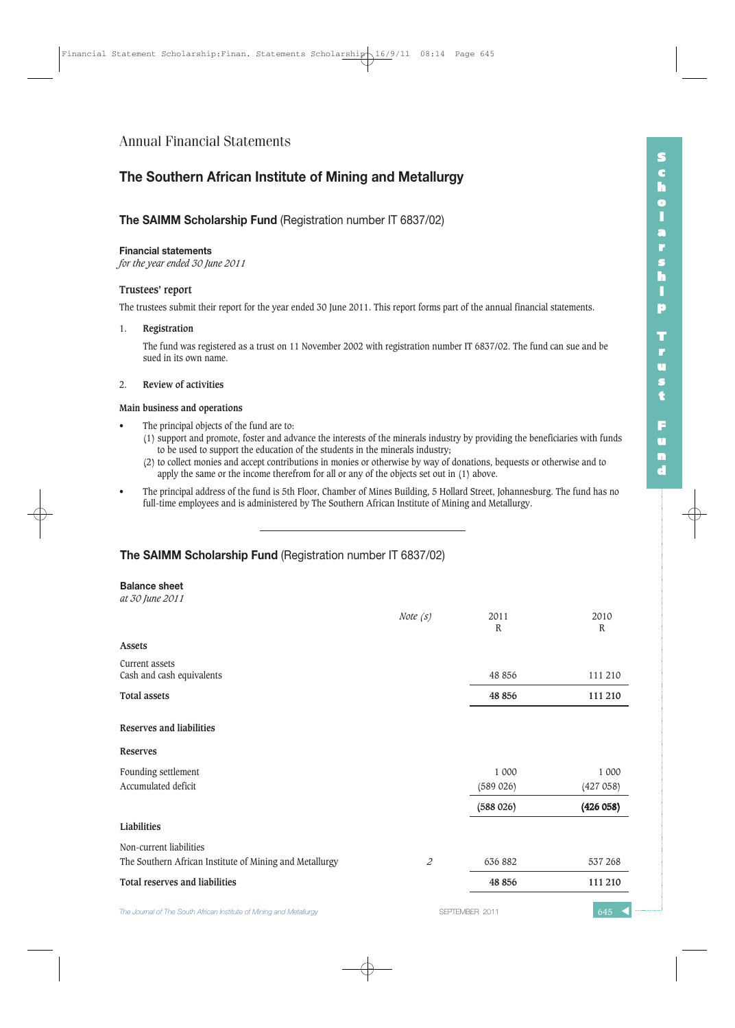Annual Financial Statements

# The Southern African Institute of Mining and Metallurgy

## **The SAIMM Scholarship Fund** (Registration number IT 6837/02)

**Financial statements**
*for the year ended 30 June 2011*

### Trustees' report

The trustees submit their report for the year ended 30 June 2011. This report forms part of the annual financial statements.

1. **Registration**

   The fund was registered as a trust on 11 November 2002 with registration number IT 6837/02. The fund can sue and be sued in its own name.

2. **Review of activities**

**Main business and operations**

- The principal objects of the fund are to:
  (1) support and promote, foster and advance the interests of the minerals industry by providing the beneficiaries with funds to be used to support the education of the students in the minerals industry;
  (2) to collect monies and accept contributions in monies or otherwise by way of donations, bequests or otherwise and to apply the same or the income therefrom for all or any of the objects set out in (1) above.
- The principal address of the fund is 5th Floor, Chamber of Mines Building, 5 Hollard Street, Johannesburg. The fund has no full-time employees and is administered by The Southern African Institute of Mining and Metallurgy.

---

## **The SAIMM Scholarship Fund** (Registration number IT 6837/02)

**Balance sheet**
*at 30 June 2011*

| | *Note (s)* | 2011 R | 2010 R |
|---|---|---|---|
| **Assets** | | | |
| Current assets | | | |
| Cash and cash equivalents | | 48 856 | 111 210 |
| **Total assets** | | **48 856** | **111 210** |
| **Reserves and liabilities** | | | |
| **Reserves** | | | |
| Founding settlement | | 1 000 | 1 000 |
| Accumulated deficit | | (589 026) | (427 058) |
| | | (588 026) | **(426 058)** |
| **Liabilities** | | | |
| Non-current liabilities | | | |
| The Southern African Institute of Mining and Metallurgy | *2* | 636 882 | 537 268 |
| **Total reserves and liabilities** | | **48 856** | **111 210** |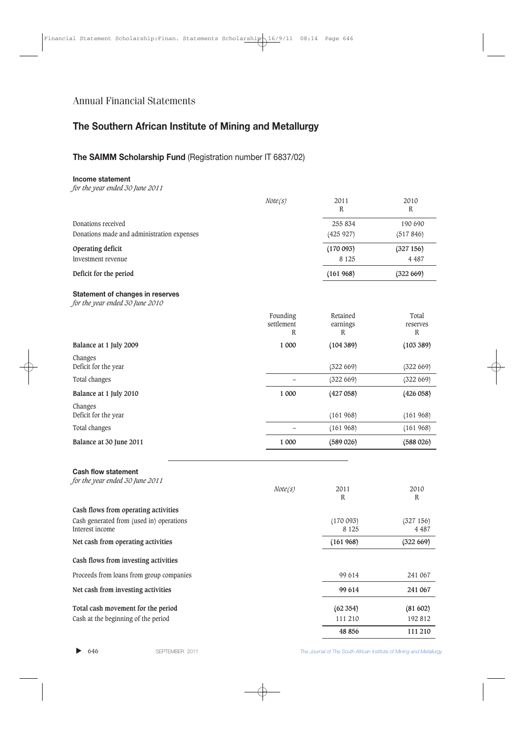Annual Financial Statements

# The Southern African Institute of Mining and Metallurgy

## The SAIMM Scholarship Fund (Registration number IT 6837/02)

### Income statement

*for the year ended 30 June 2011*

| | Note(s) | 2011<br>R | 2010<br>R |
|---|---|---|---|
| Donations received | | 255 834 | 190 690 |
| Donations made and administration expenses | | (425 927) | (517 846) |
| **Operating deficit** | | **(170 093)** | **(327 156)** |
| Investment revenue | | 8 125 | 4 487 |
| **Deficit for the period** | | **(161 968)** | **(322 669)** |

### Statement of changes in reserves

*for the year ended 30 June 2010*

| | Founding settlement<br>R | Retained earnings<br>R | Total reserves<br>R |
|---|---|---|---|
| **Balance at 1 July 2009** | **1 000** | **(104 389)** | **(103 389)** |
| Changes<br>Deficit for the year | | (322 669) | (322 669) |
| Total changes | – | (322 669) | (322 669) |
| **Balance at 1 July 2010** | **1 000** | **(427 058)** | **(426 058)** |
| Changes<br>Deficit for the year | | (161 968) | (161 968) |
| Total changes | – | (161 968) | (161 968) |
| **Balance at 30 June 2011** | **1 000** | **(589 026)** | **(588 026)** |

### Cash flow statement

*for the year ended 30 June 2011*

| | Note(s) | 2011<br>R | 2010<br>R |
|---|---|---|---|
| **Cash flows from operating activities** | | | |
| Cash generated from (used in) operations | | (170 093) | (327 156) |
| Interest income | | 8 125 | 4 487 |
| **Net cash from operating activities** | | **(161 968)** | **(322 669)** |
| **Cash flows from investing activities** | | | |
| Proceeds from loans from group companies | | 99 614 | 241 067 |
| **Net cash from investing activities** | | **99 614** | **241 067** |
| **Total cash movement for the period** | | **(62 354)** | **(81 602)** |
| Cash at the beginning of the period | | 111 210 | 192 812 |
| | | **48 856** | **111 210** |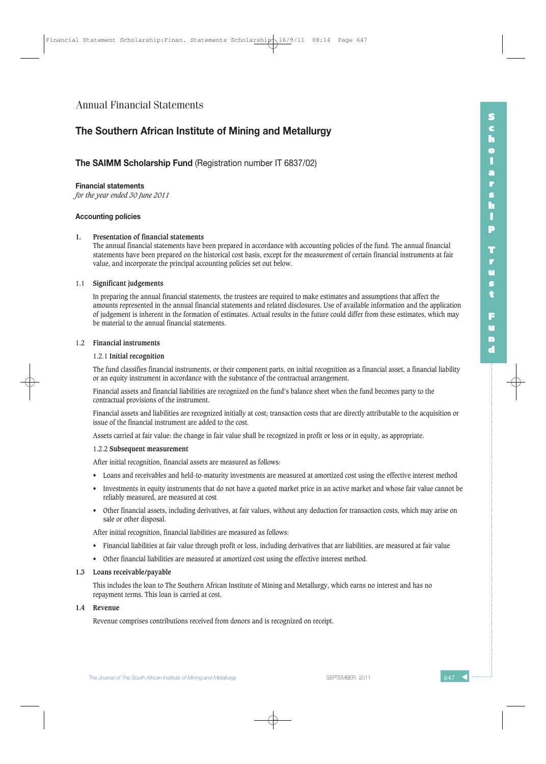# Annual Financial Statements

## The Southern African Institute of Mining and Metallurgy

### The SAIMM Scholarship Fund (Registration number IT 6837/02)

**Financial statements**
*for the year ended 30 June 2011*

**Accounting policies**

**1. Presentation of financial statements**

The annual financial statements have been prepared in accordance with accounting policies of the fund. The annual financial statements have been prepared on the historical cost basis, except for the measurement of certain financial instruments at fair value, and incorporate the principal accounting policies set out below.

**1.1 Significant judgements**

In preparing the annual financial statements, the trustees are required to make estimates and assumptions that affect the amounts represented in the annual financial statements and related disclosures. Use of available information and the application of judgement is inherent in the formation of estimates. Actual results in the future could differ from these estimates, which may be material to the annual financial statements.

**1.2 Financial instruments**

1.2.1 **Initial recognition**

The fund classifies financial instruments, or their component parts, on initial recognition as a financial asset, a financial liability or an equity instrument in accordance with the substance of the contractual arrangement.

Financial assets and financial liabilities are recognized on the fund's balance sheet when the fund becomes party to the contractual provisions of the instrument.

Financial assets and liabilities are recognized initially at cost; transaction costs that are directly attributable to the acquisition or issue of the financial instrument are added to the cost.

Assets carried at fair value: the change in fair value shall be recognized in profit or loss or in equity, as appropriate.

1.2.2 **Subsequent measurement**

After initial recognition, financial assets are measured as follows:

- Loans and receivables and held-to-maturity investments are measured at amortized cost using the effective interest method
- Investments in equity instruments that do not have a quoted market price in an active market and whose fair value cannot be reliably measured, are measured at cost
- Other financial assets, including derivatives, at fair values, without any deduction for transaction costs, which may arise on sale or other disposal.

After initial recognition, financial liabilities are measured as follows:

- Financial liabilities at fair value through profit or loss, including derivatives that are liabilities, are measured at fair value
- Other financial liabilities are measured at amortized cost using the effective interest method.

**1.3 Loans receivable/payable**

This includes the loan to The Southern African Institute of Mining and Metallurgy, which earns no interest and has no repayment terms. This loan is carried at cost.

**1.4 Revenue**

Revenue comprises contributions received from donors and is recognized on receipt.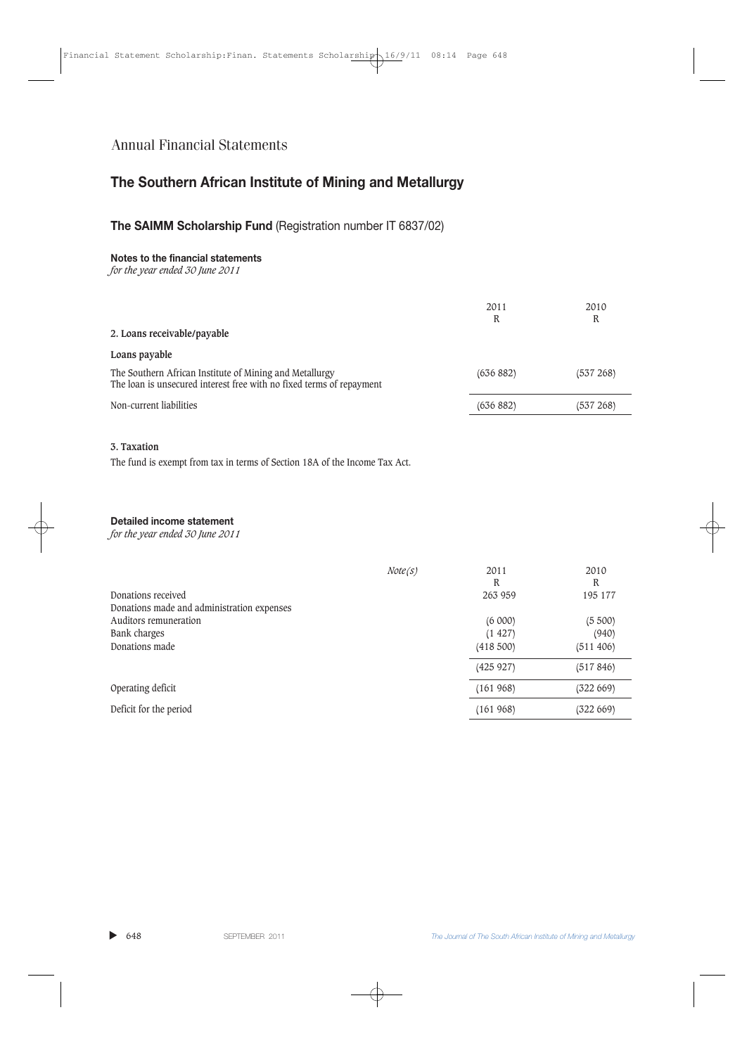# Annual Financial Statements

## The Southern African Institute of Mining and Metallurgy

### **The SAIMM Scholarship Fund** (Registration number IT 6837/02)

**Notes to the financial statements**
*for the year ended 30 June 2011*

| | 2011 R | 2010 R |
|---|---|---|
| **2. Loans receivable/payable** | | |
| **Loans payable** | | |
| The Southern African Institute of Mining and Metallurgy<br>The loan is unsecured interest free with no fixed terms of repayment | (636 882) | (537 268) |
| Non-current liabilities | (636 882) | (537 268) |

**3. Taxation**

The fund is exempt from tax in terms of Section 18A of the Income Tax Act.

**Detailed income statement**
*for the year ended 30 June 2011*

| | *Note(s)* | 2011 R | 2010 R |
|---|---|---|---|
| Donations received | | 263 959 | 195 177 |
| Donations made and administration expenses | | | |
| Auditors remuneration | | (6 000) | (5 500) |
| Bank charges | | (1 427) | (940) |
| Donations made | | (418 500) | (511 406) |
| | | (425 927) | (517 846) |
| Operating deficit | | (161 968) | (322 669) |
| Deficit for the period | | (161 968) | (322 669) |